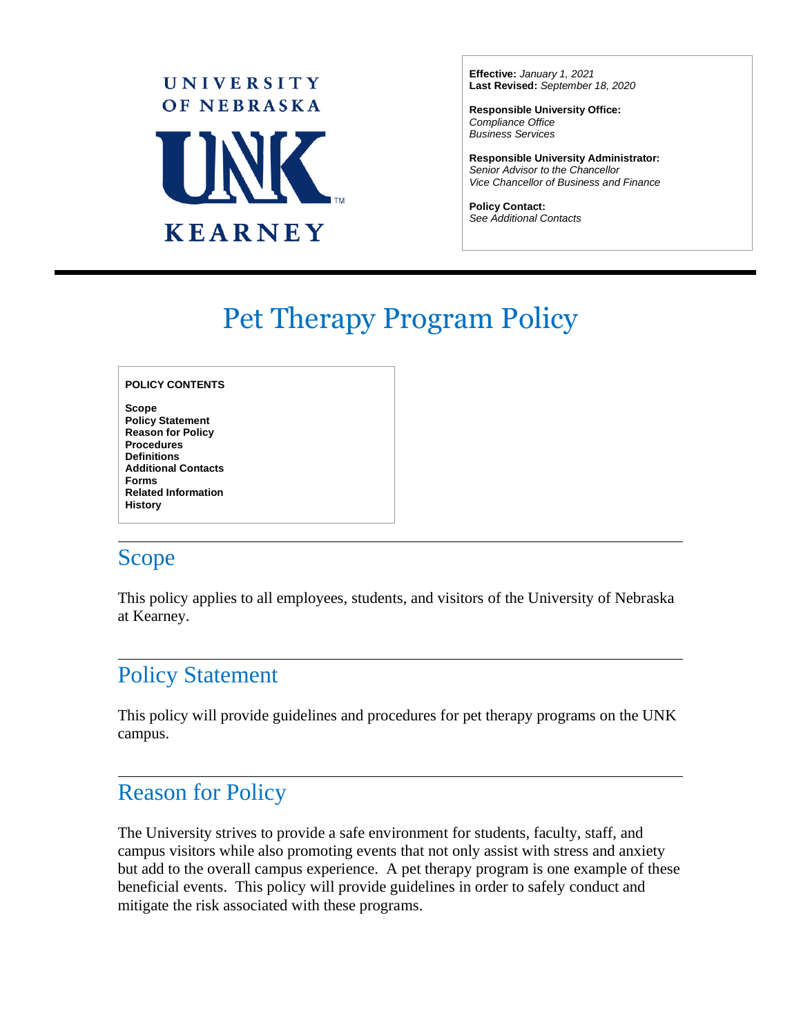UNIVERSITY OF NEBRASKA

UNK

KEARNEY

**Effective:** *January 1, 2021*
**Last Revised:** *September 18, 2020*

**Responsible University Office:**
*Compliance Office*
*Business Services*

**Responsible University Administrator:**
*Senior Advisor to the Chancellor*
*Vice Chancellor of Business and Finance*

**Policy Contact:**
*See Additional Contacts*

# Pet Therapy Program Policy

**POLICY CONTENTS**

**Scope**
**Policy Statement**
**Reason for Policy**
**Procedures**
**Definitions**
**Additional Contacts**
**Forms**
**Related Information**
**History**

## Scope

This policy applies to all employees, students, and visitors of the University of Nebraska at Kearney.

## Policy Statement

This policy will provide guidelines and procedures for pet therapy programs on the UNK campus.

## Reason for Policy

The University strives to provide a safe environment for students, faculty, staff, and campus visitors while also promoting events that not only assist with stress and anxiety but add to the overall campus experience. A pet therapy program is one example of these beneficial events. This policy will provide guidelines in order to safely conduct and mitigate the risk associated with these programs.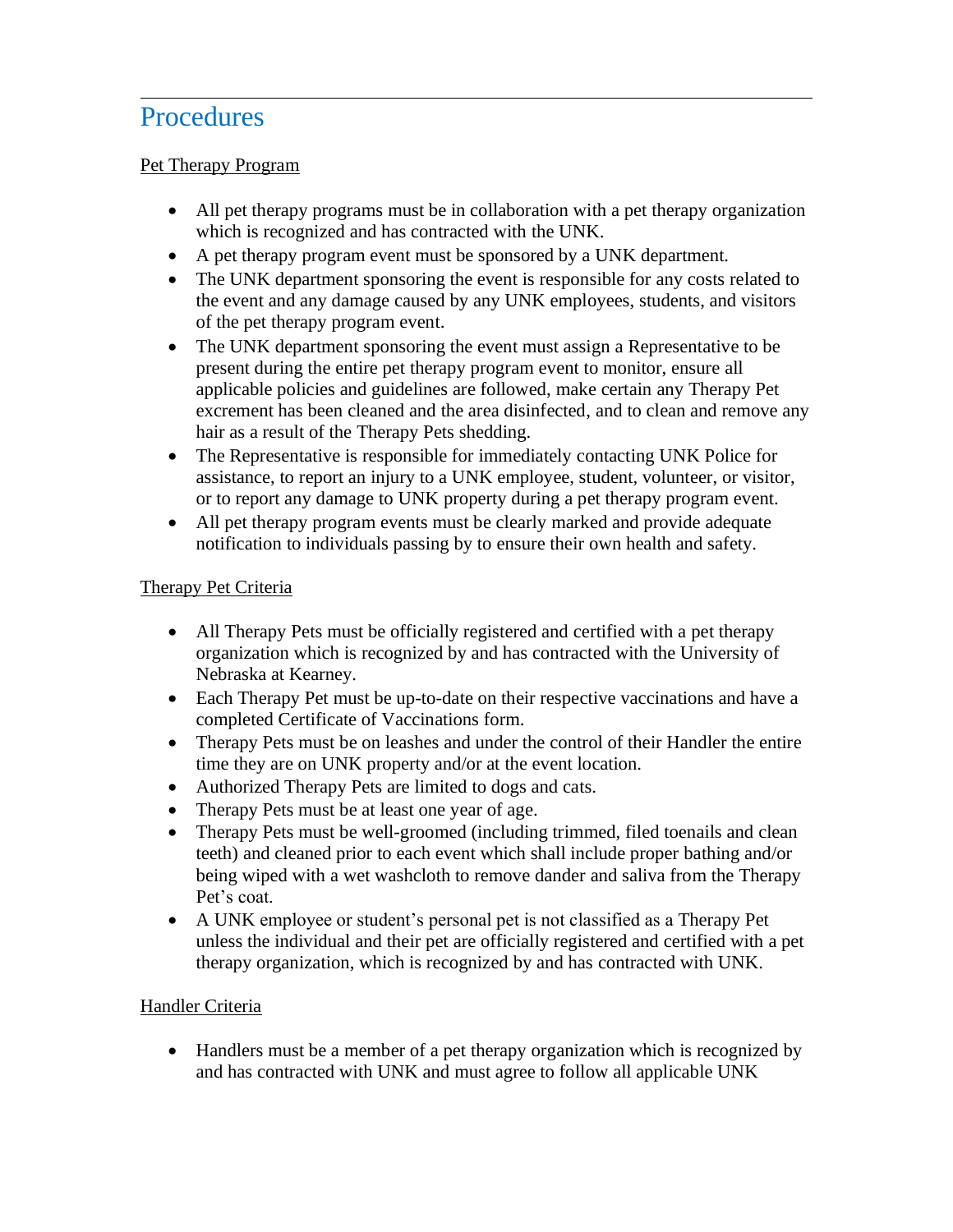## Procedures

Pet Therapy Program

- All pet therapy programs must be in collaboration with a pet therapy organization which is recognized and has contracted with the UNK.
- A pet therapy program event must be sponsored by a UNK department.
- The UNK department sponsoring the event is responsible for any costs related to the event and any damage caused by any UNK employees, students, and visitors of the pet therapy program event.
- The UNK department sponsoring the event must assign a Representative to be present during the entire pet therapy program event to monitor, ensure all applicable policies and guidelines are followed, make certain any Therapy Pet excrement has been cleaned and the area disinfected, and to clean and remove any hair as a result of the Therapy Pets shedding.
- The Representative is responsible for immediately contacting UNK Police for assistance, to report an injury to a UNK employee, student, volunteer, or visitor, or to report any damage to UNK property during a pet therapy program event.
- All pet therapy program events must be clearly marked and provide adequate notification to individuals passing by to ensure their own health and safety.

Therapy Pet Criteria

- All Therapy Pets must be officially registered and certified with a pet therapy organization which is recognized by and has contracted with the University of Nebraska at Kearney.
- Each Therapy Pet must be up-to-date on their respective vaccinations and have a completed Certificate of Vaccinations form.
- Therapy Pets must be on leashes and under the control of their Handler the entire time they are on UNK property and/or at the event location.
- Authorized Therapy Pets are limited to dogs and cats.
- Therapy Pets must be at least one year of age.
- Therapy Pets must be well-groomed (including trimmed, filed toenails and clean teeth) and cleaned prior to each event which shall include proper bathing and/or being wiped with a wet washcloth to remove dander and saliva from the Therapy Pet's coat.
- A UNK employee or student's personal pet is not classified as a Therapy Pet unless the individual and their pet are officially registered and certified with a pet therapy organization, which is recognized by and has contracted with UNK.

Handler Criteria

- Handlers must be a member of a pet therapy organization which is recognized by and has contracted with UNK and must agree to follow all applicable UNK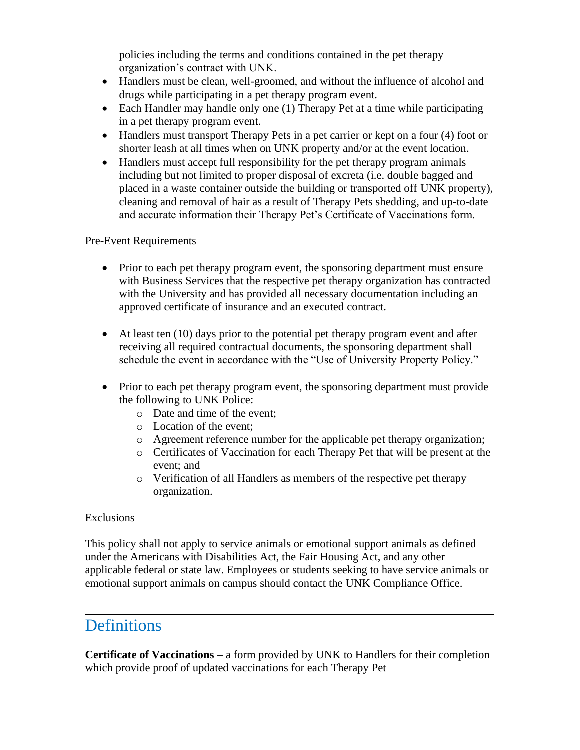policies including the terms and conditions contained in the pet therapy organization's contract with UNK.

- Handlers must be clean, well-groomed, and without the influence of alcohol and drugs while participating in a pet therapy program event.
- Each Handler may handle only one (1) Therapy Pet at a time while participating in a pet therapy program event.
- Handlers must transport Therapy Pets in a pet carrier or kept on a four (4) foot or shorter leash at all times when on UNK property and/or at the event location.
- Handlers must accept full responsibility for the pet therapy program animals including but not limited to proper disposal of excreta (i.e. double bagged and placed in a waste container outside the building or transported off UNK property), cleaning and removal of hair as a result of Therapy Pets shedding, and up-to-date and accurate information their Therapy Pet's Certificate of Vaccinations form.

Pre-Event Requirements

- Prior to each pet therapy program event, the sponsoring department must ensure with Business Services that the respective pet therapy organization has contracted with the University and has provided all necessary documentation including an approved certificate of insurance and an executed contract.
- At least ten (10) days prior to the potential pet therapy program event and after receiving all required contractual documents, the sponsoring department shall schedule the event in accordance with the "Use of University Property Policy."
- Prior to each pet therapy program event, the sponsoring department must provide the following to UNK Police:
  - Date and time of the event;
  - Location of the event;
  - Agreement reference number for the applicable pet therapy organization;
  - Certificates of Vaccination for each Therapy Pet that will be present at the event; and
  - Verification of all Handlers as members of the respective pet therapy organization.

Exclusions

This policy shall not apply to service animals or emotional support animals as defined under the Americans with Disabilities Act, the Fair Housing Act, and any other applicable federal or state law. Employees or students seeking to have service animals or emotional support animals on campus should contact the UNK Compliance Office.

## Definitions

**Certificate of Vaccinations –** a form provided by UNK to Handlers for their completion which provide proof of updated vaccinations for each Therapy Pet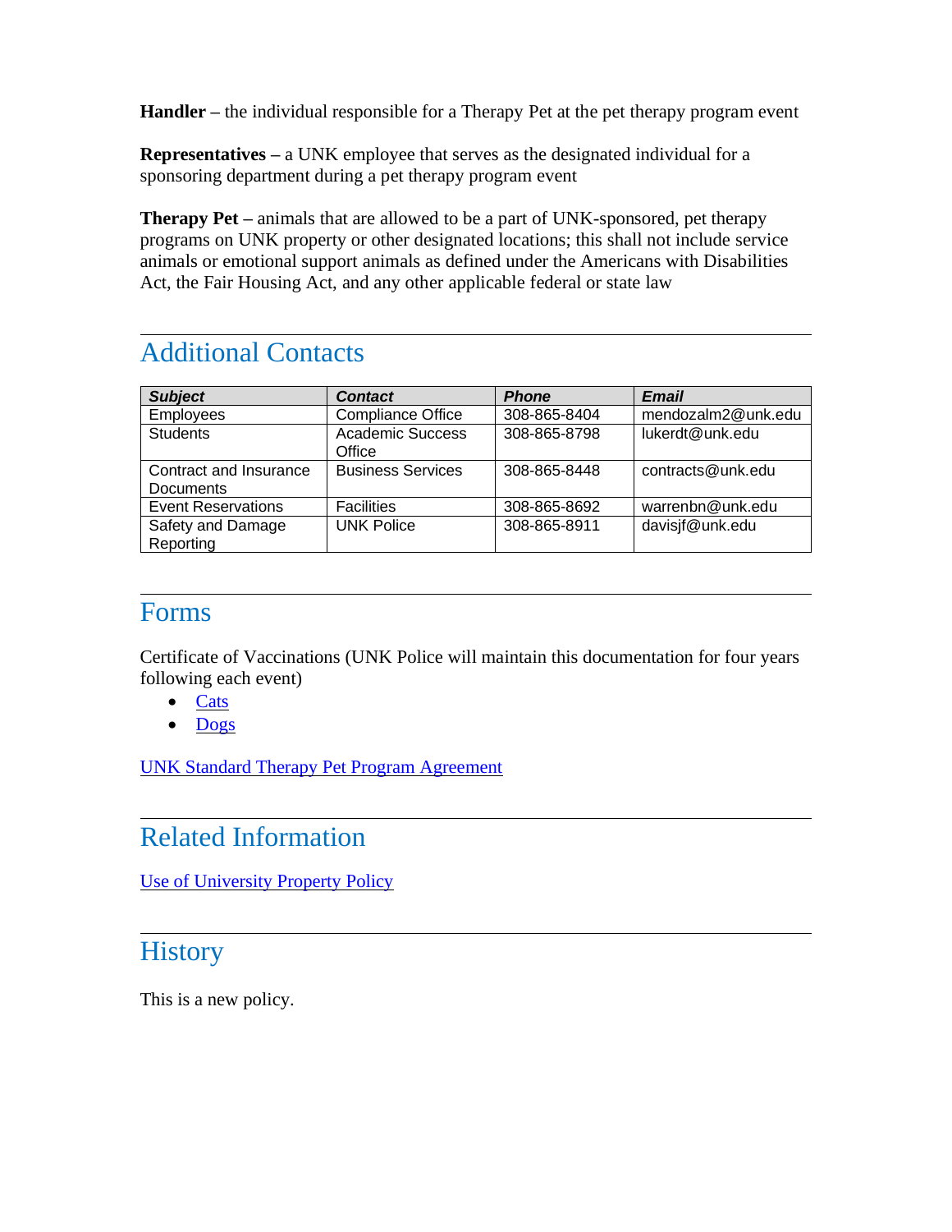**Handler** – the individual responsible for a Therapy Pet at the pet therapy program event

**Representatives** – a UNK employee that serves as the designated individual for a sponsoring department during a pet therapy program event

**Therapy Pet** – animals that are allowed to be a part of UNK-sponsored, pet therapy programs on UNK property or other designated locations; this shall not include service animals or emotional support animals as defined under the Americans with Disabilities Act, the Fair Housing Act, and any other applicable federal or state law

## Additional Contacts

| ***Subject*** | ***Contact*** | ***Phone*** | ***Email*** |
|---|---|---|---|
| Employees | Compliance Office | 308-865-8404 | mendozalm2@unk.edu |
| Students | Academic Success Office | 308-865-8798 | lukerdt@unk.edu |
| Contract and Insurance Documents | Business Services | 308-865-8448 | contracts@unk.edu |
| Event Reservations | Facilities | 308-865-8692 | warrenbn@unk.edu |
| Safety and Damage Reporting | UNK Police | 308-865-8911 | davisjf@unk.edu |

## Forms

Certificate of Vaccinations (UNK Police will maintain this documentation for four years following each event)

- Cats
- Dogs

UNK Standard Therapy Pet Program Agreement

## Related Information

Use of University Property Policy

## History

This is a new policy.